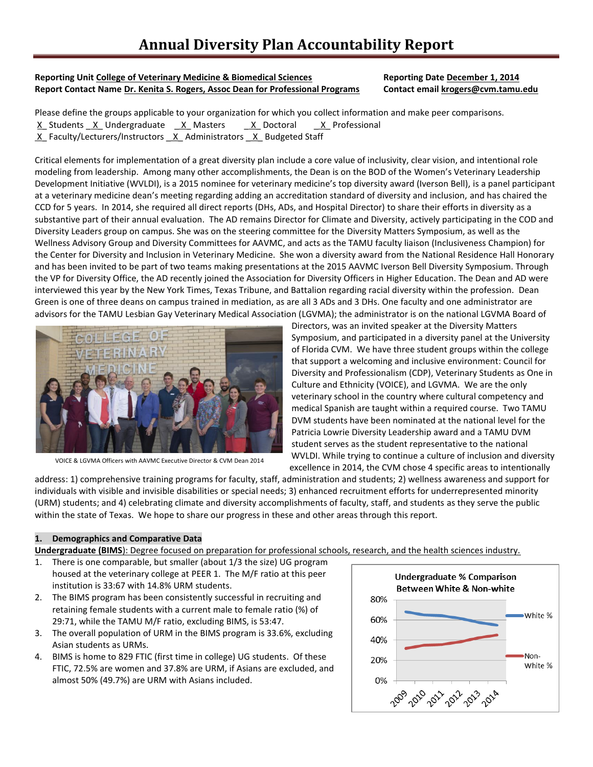# Annual Diversity Plan Accountability Report

**Reporting Unit** College of Veterinary Medicine & Biomedical Sciences
**Reporting Date** December 1, 2014
**Report Contact Name** Dr. Kenita S. Rogers, Assoc Dean for Professional Programs
**Contact email** krogers@cvm.tamu.edu

Please define the groups applicable to your organization for which you collect information and make peer comparisons.
_X_ Students _X_ Undergraduate _X_ Masters _X_ Doctoral _X_ Professional
_X_ Faculty/Lecturers/Instructors _X_ Administrators _X_ Budgeted Staff

Critical elements for implementation of a great diversity plan include a core value of inclusivity, clear vision, and intentional role modeling from leadership. Among many other accomplishments, the Dean is on the BOD of the Women's Veterinary Leadership Development Initiative (WVLDI), is a 2015 nominee for veterinary medicine's top diversity award (Iverson Bell), is a panel participant at a veterinary medicine dean's meeting regarding adding an accreditation standard of diversity and inclusion, and has chaired the CCD for 5 years. In 2014, she required all direct reports (DHs, ADs, and Hospital Director) to share their efforts in diversity as a substantive part of their annual evaluation. The AD remains Director for Climate and Diversity, actively participating in the COD and Diversity Leaders group on campus. She was on the steering committee for the Diversity Matters Symposium, as well as the Wellness Advisory Group and Diversity Committees for AAVMC, and acts as the TAMU faculty liaison (Inclusiveness Champion) for the Center for Diversity and Inclusion in Veterinary Medicine. She won a diversity award from the National Residence Hall Honorary and has been invited to be part of two teams making presentations at the 2015 AAVMC Iverson Bell Diversity Symposium. Through the VP for Diversity Office, the AD recently joined the Association for Diversity Officers in Higher Education. The Dean and AD were interviewed this year by the New York Times, Texas Tribune, and Battalion regarding racial diversity within the profession. Dean Green is one of three deans on campus trained in mediation, as are all 3 ADs and 3 DHs. One faculty and one administrator are advisors for the TAMU Lesbian Gay Veterinary Medical Association (LGVMA); the administrator is on the national LGVMA Board of Directors, was an invited speaker at the Diversity Matters Symposium, and participated in a diversity panel at the University of Florida CVM. We have three student groups within the college that support a welcoming and inclusive environment: Council for Diversity and Professionalism (CDP), Veterinary Students as One in Culture and Ethnicity (VOICE), and LGVMA. We are the only veterinary school in the country where cultural competency and medical Spanish are taught within a required course. Two TAMU DVM students have been nominated at the national level for the Patricia Lowrie Diversity Leadership award and a TAMU DVM student serves as the student representative to the national WVLDI. While trying to continue a culture of inclusion and diversity excellence in 2014, the CVM chose 4 specific areas to intentionally address: 1) comprehensive training programs for faculty, staff, administration and students; 2) wellness awareness and support for individuals with visible and invisible disabilities or special needs; 3) enhanced recruitment efforts for underrepresented minority (URM) students; and 4) celebrating climate and diversity accomplishments of faculty, staff, and students as they serve the public within the state of Texas. We hope to share our progress in these and other areas through this report.

VOICE & LGVMA Officers with AAVMC Executive Director & CVM Dean 2014

## 1. Demographics and Comparative Data

**Undergraduate (BIMS)**: Degree focused on preparation for professional schools, research, and the health sciences industry.

1. There is one comparable, but smaller (about 1/3 the size) UG program housed at the veterinary college at PEER 1. The M/F ratio at this peer institution is 33:67 with 14.8% URM students.
2. The BIMS program has been consistently successful in recruiting and retaining female students with a current male to female ratio (%) of 29:71, while the TAMU M/F ratio, excluding BIMS, is 53:47.
3. The overall population of URM in the BIMS program is 33.6%, excluding Asian students as URMs.
4. BIMS is home to 829 FTIC (first time in college) UG students. Of these FTIC, 72.5% are women and 37.8% are URM, if Asians are excluded, and almost 50% (49.7%) are URM with Asians included.

Undergraduate % Comparison Between White & Non-white

(Chart: White % declining from ~67% in 2009 to ~55% in 2014; Non-White % rising from ~32% in 2009 to ~45% in 2014; years 2009–2014)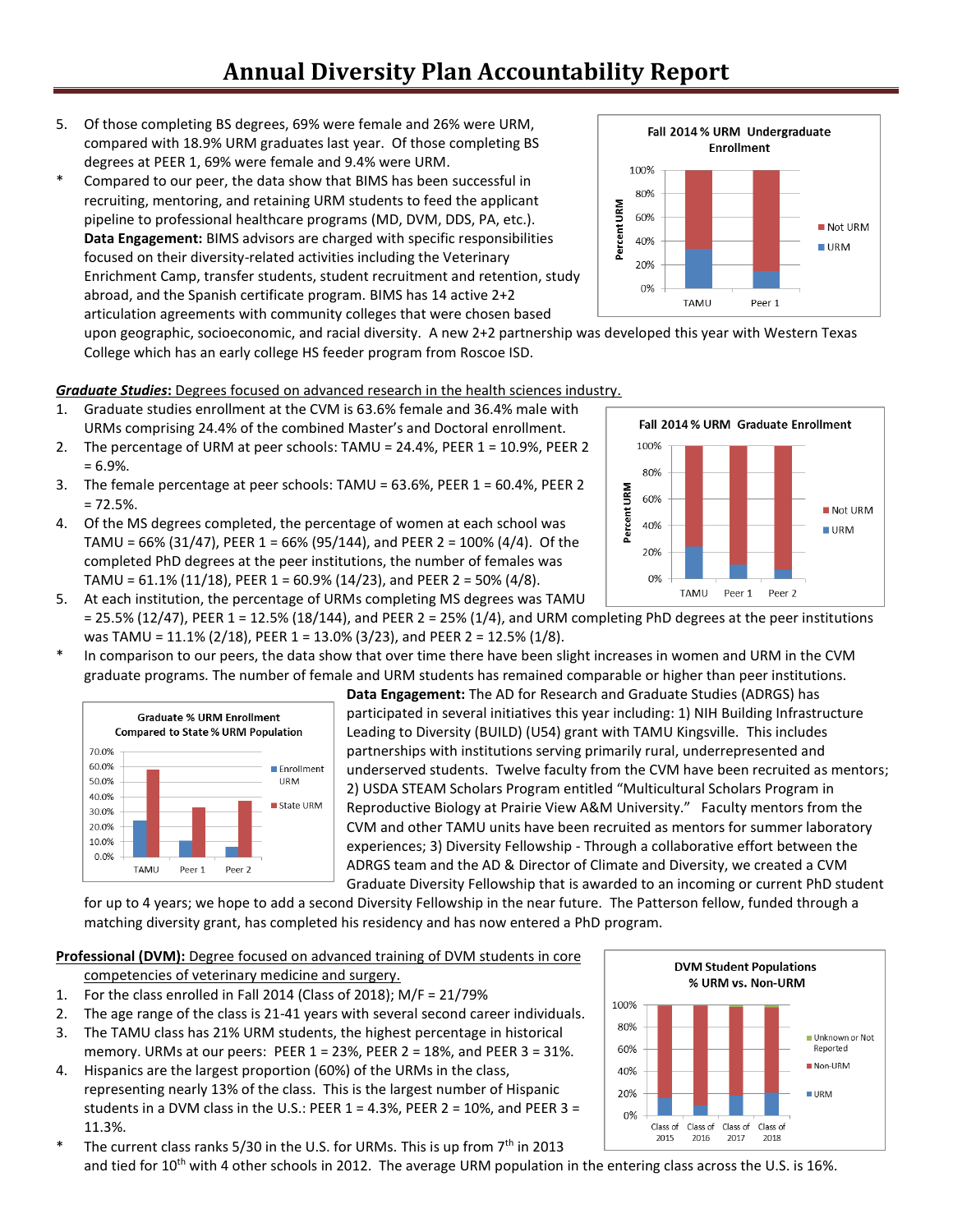# Annual Diversity Plan Accountability Report

5. Of those completing BS degrees, 69% were female and 26% were URM, compared with 18.9% URM graduates last year. Of those completing BS degrees at PEER 1, 69% were female and 9.4% were URM.

\* Compared to our peer, the data show that BIMS has been successful in recruiting, mentoring, and retaining URM students to feed the applicant pipeline to professional healthcare programs (MD, DVM, DDS, PA, etc.). **Data Engagement:** BIMS advisors are charged with specific responsibilities focused on their diversity-related activities including the Veterinary Enrichment Camp, transfer students, student recruitment and retention, study abroad, and the Spanish certificate program. BIMS has 14 active 2+2 articulation agreements with community colleges that were chosen based upon geographic, socioeconomic, and racial diversity. A new 2+2 partnership was developed this year with Western Texas College which has an early college HS feeder program from Roscoe ISD.

Fall 2014 % URM Undergraduate Enrollment

***Graduate Studies*:** Degrees focused on advanced research in the health sciences industry.

1. Graduate studies enrollment at the CVM is 63.6% female and 36.4% male with URMs comprising 24.4% of the combined Master's and Doctoral enrollment.
2. The percentage of URM at peer schools: TAMU = 24.4%, PEER 1 = 10.9%, PEER 2 = 6.9%.
3. The female percentage at peer schools: TAMU = 63.6%, PEER 1 = 60.4%, PEER 2 = 72.5%.
4. Of the MS degrees completed, the percentage of women at each school was TAMU = 66% (31/47), PEER 1 = 66% (95/144), and PEER 2 = 100% (4/4). Of the completed PhD degrees at the peer institutions, the number of females was TAMU = 61.1% (11/18), PEER 1 = 60.9% (14/23), and PEER 2 = 50% (4/8).
5. At each institution, the percentage of URMs completing MS degrees was TAMU = 25.5% (12/47), PEER 1 = 12.5% (18/144), and PEER 2 = 25% (1/4), and URM completing PhD degrees at the peer institutions was TAMU = 11.1% (2/18), PEER 1 = 13.0% (3/23), and PEER 2 = 12.5% (1/8).

\* In comparison to our peers, the data show that over time there have been slight increases in women and URM in the CVM graduate programs. The number of female and URM students has remained comparable or higher than peer institutions.

Fall 2014 % URM Graduate Enrollment

Graduate % URM Enrollment Compared to State % URM Population

**Data Engagement:** The AD for Research and Graduate Studies (ADRGS) has participated in several initiatives this year including: 1) NIH Building Infrastructure Leading to Diversity (BUILD) (U54) grant with TAMU Kingsville. This includes partnerships with institutions serving primarily rural, underrepresented and underserved students. Twelve faculty from the CVM have been recruited as mentors; 2) USDA STEAM Scholars Program entitled "Multicultural Scholars Program in Reproductive Biology at Prairie View A&M University." Faculty mentors from the CVM and other TAMU units have been recruited as mentors for summer laboratory experiences; 3) Diversity Fellowship - Through a collaborative effort between the ADRGS team and the AD & Director of Climate and Diversity, we created a CVM Graduate Diversity Fellowship that is awarded to an incoming or current PhD student for up to 4 years; we hope to add a second Diversity Fellowship in the near future. The Patterson fellow, funded through a matching diversity grant, has completed his residency and has now entered a PhD program.

**Professional (DVM):** Degree focused on advanced training of DVM students in core competencies of veterinary medicine and surgery.

1. For the class enrolled in Fall 2014 (Class of 2018); M/F = 21/79%
2. The age range of the class is 21-41 years with several second career individuals.
3. The TAMU class has 21% URM students, the highest percentage in historical memory. URMs at our peers: PEER 1 = 23%, PEER 2 = 18%, and PEER 3 = 31%.
4. Hispanics are the largest proportion (60%) of the URMs in the class, representing nearly 13% of the class. This is the largest number of Hispanic students in a DVM class in the U.S.: PEER 1 = 4.3%, PEER 2 = 10%, and PEER 3 = 11.3%.

\* The current class ranks 5/30 in the U.S. for URMs. This is up from 7th in 2013 and tied for 10th with 4 other schools in 2012. The average URM population in the entering class across the U.S. is 16%.

DVM Student Populations % URM vs. Non-URM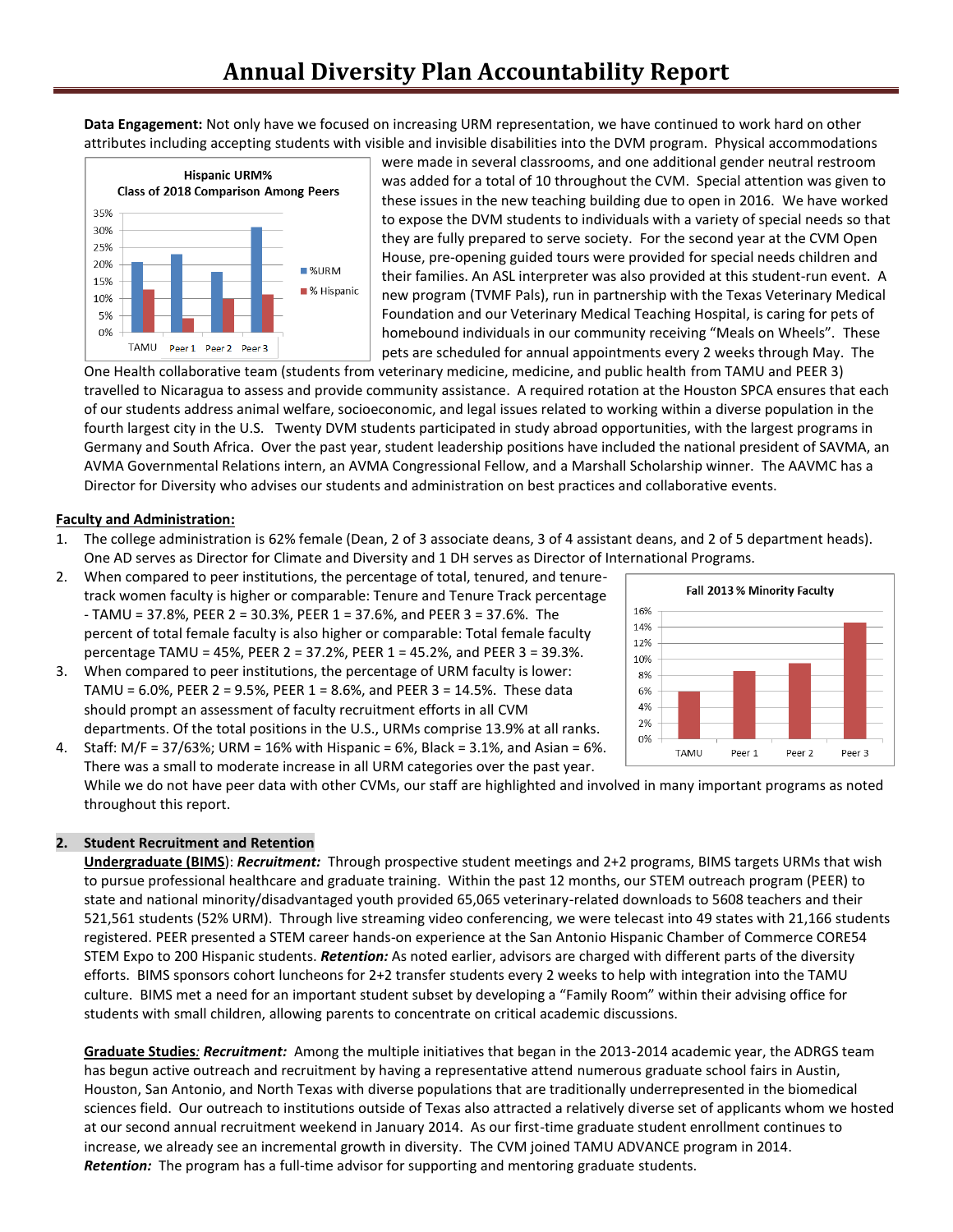# Annual Diversity Plan Accountability Report

**Data Engagement:** Not only have we focused on increasing URM representation, we have continued to work hard on other attributes including accepting students with visible and invisible disabilities into the DVM program. Physical accommodations were made in several classrooms, and one additional gender neutral restroom was added for a total of 10 throughout the CVM. Special attention was given to these issues in the new teaching building due to open in 2016. We have worked to expose the DVM students to individuals with a variety of special needs so that they are fully prepared to serve society. For the second year at the CVM Open House, pre-opening guided tours were provided for special needs children and their families. An ASL interpreter was also provided at this student-run event. A new program (TVMF Pals), run in partnership with the Texas Veterinary Medical Foundation and our Veterinary Medical Teaching Hospital, is caring for pets of homebound individuals in our community receiving "Meals on Wheels". These pets are scheduled for annual appointments every 2 weeks through May. The One Health collaborative team (students from veterinary medicine, medicine, and public health from TAMU and PEER 3) travelled to Nicaragua to assess and provide community assistance. A required rotation at the Houston SPCA ensures that each of our students address animal welfare, socioeconomic, and legal issues related to working within a diverse population in the fourth largest city in the U.S. Twenty DVM students participated in study abroad opportunities, with the largest programs in Germany and South Africa. Over the past year, student leadership positions have included the national president of SAVMA, an AVMA Governmental Relations intern, an AVMA Congressional Fellow, and a Marshall Scholarship winner. The AAVMC has a Director for Diversity who advises our students and administration on best practices and collaborative events.

**Hispanic URM% Class of 2018 Comparison Among Peers**

| | %URM | % Hispanic |
|---|---|---|
| TAMU | ~21% | ~13% |
| Peer 1 | ~23% | ~4% |
| Peer 2 | ~18% | ~10% |
| Peer 3 | ~31% | ~11% |

**Faculty and Administration:**

1. The college administration is 62% female (Dean, 2 of 3 associate deans, 3 of 4 assistant deans, and 2 of 5 department heads). One AD serves as Director for Climate and Diversity and 1 DH serves as Director of International Programs.
2. When compared to peer institutions, the percentage of total, tenured, and tenure-track women faculty is higher or comparable: Tenure and Tenure Track percentage - TAMU = 37.8%, PEER 2 = 30.3%, PEER 1 = 37.6%, and PEER 3 = 37.6%. The percent of total female faculty is also higher or comparable: Total female faculty percentage TAMU = 45%, PEER 2 = 37.2%, PEER 1 = 45.2%, and PEER 3 = 39.3%.
3. When compared to peer institutions, the percentage of URM faculty is lower: TAMU = 6.0%, PEER 2 = 9.5%, PEER 1 = 8.6%, and PEER 3 = 14.5%. These data should prompt an assessment of faculty recruitment efforts in all CVM departments. Of the total positions in the U.S., URMs comprise 13.9% at all ranks.
4. Staff: M/F = 37/63%; URM = 16% with Hispanic = 6%, Black = 3.1%, and Asian = 6%. There was a small to moderate increase in all URM categories over the past year. While we do not have peer data with other CVMs, our staff are highlighted and involved in many important programs as noted throughout this report.

**Fall 2013 % Minority Faculty**

| | % Minority Faculty |
|---|---|
| TAMU | ~6% |
| Peer 1 | ~8.5% |
| Peer 2 | ~9.5% |
| Peer 3 | ~14.5% |

## 2. Student Recruitment and Retention

**Undergraduate (BIMS)**: ***Recruitment:*** Through prospective student meetings and 2+2 programs, BIMS targets URMs that wish to pursue professional healthcare and graduate training. Within the past 12 months, our STEM outreach program (PEER) to state and national minority/disadvantaged youth provided 65,065 veterinary-related downloads to 5608 teachers and their 521,561 students (52% URM). Through live streaming video conferencing, we were telecast into 49 states with 21,166 students registered. PEER presented a STEM career hands-on experience at the San Antonio Hispanic Chamber of Commerce CORE54 STEM Expo to 200 Hispanic students. ***Retention:*** As noted earlier, advisors are charged with different parts of the diversity efforts. BIMS sponsors cohort luncheons for 2+2 transfer students every 2 weeks to help with integration into the TAMU culture. BIMS met a need for an important student subset by developing a "Family Room" within their advising office for students with small children, allowing parents to concentrate on critical academic discussions.

**Graduate Studies**: ***Recruitment:*** Among the multiple initiatives that began in the 2013-2014 academic year, the ADRGS team has begun active outreach and recruitment by having a representative attend numerous graduate school fairs in Austin, Houston, San Antonio, and North Texas with diverse populations that are traditionally underrepresented in the biomedical sciences field. Our outreach to institutions outside of Texas also attracted a relatively diverse set of applicants whom we hosted at our second annual recruitment weekend in January 2014. As our first-time graduate student enrollment continues to increase, we already see an incremental growth in diversity. The CVM joined TAMU ADVANCE program in 2014.
***Retention:*** The program has a full-time advisor for supporting and mentoring graduate students.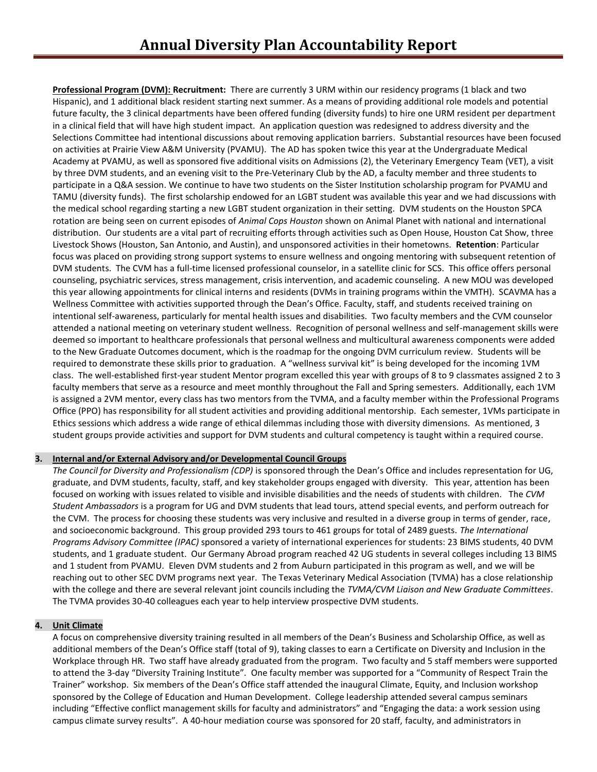**Professional Program (DVM): Recruitment:** There are currently 3 URM within our residency programs (1 black and two Hispanic), and 1 additional black resident starting next summer. As a means of providing additional role models and potential future faculty, the 3 clinical departments have been offered funding (diversity funds) to hire one URM resident per department in a clinical field that will have high student impact. An application question was redesigned to address diversity and the Selections Committee had intentional discussions about removing application barriers. Substantial resources have been focused on activities at Prairie View A&M University (PVAMU). The AD has spoken twice this year at the Undergraduate Medical Academy at PVAMU, as well as sponsored five additional visits on Admissions (2), the Veterinary Emergency Team (VET), a visit by three DVM students, and an evening visit to the Pre-Veterinary Club by the AD, a faculty member and three students to participate in a Q&A session. We continue to have two students on the Sister Institution scholarship program for PVAMU and TAMU (diversity funds). The first scholarship endowed for an LGBT student was available this year and we had discussions with the medical school regarding starting a new LGBT student organization in their setting. DVM students on the Houston SPCA rotation are being seen on current episodes of *Animal Cops Houston* shown on Animal Planet with national and international distribution. Our students are a vital part of recruiting efforts through activities such as Open House, Houston Cat Show, three Livestock Shows (Houston, San Antonio, and Austin), and unsponsored activities in their hometowns. **Retention**: Particular focus was placed on providing strong support systems to ensure wellness and ongoing mentoring with subsequent retention of DVM students. The CVM has a full-time licensed professional counselor, in a satellite clinic for SCS. This office offers personal counseling, psychiatric services, stress management, crisis intervention, and academic counseling. A new MOU was developed this year allowing appointments for clinical interns and residents (DVMs in training programs within the VMTH). SCAVMA has a Wellness Committee with activities supported through the Dean's Office. Faculty, staff, and students received training on intentional self-awareness, particularly for mental health issues and disabilities. Two faculty members and the CVM counselor attended a national meeting on veterinary student wellness. Recognition of personal wellness and self-management skills were deemed so important to healthcare professionals that personal wellness and multicultural awareness components were added to the New Graduate Outcomes document, which is the roadmap for the ongoing DVM curriculum review. Students will be required to demonstrate these skills prior to graduation. A "wellness survival kit" is being developed for the incoming 1VM class. The well-established first-year student Mentor program excelled this year with groups of 8 to 9 classmates assigned 2 to 3 faculty members that serve as a resource and meet monthly throughout the Fall and Spring semesters. Additionally, each 1VM is assigned a 2VM mentor, every class has two mentors from the TVMA, and a faculty member within the Professional Programs Office (PPO) has responsibility for all student activities and providing additional mentorship. Each semester, 1VMs participate in Ethics sessions which address a wide range of ethical dilemmas including those with diversity dimensions. As mentioned, 3 student groups provide activities and support for DVM students and cultural competency is taught within a required course.

## 3. Internal and/or External Advisory and/or Developmental Council Groups

*The Council for Diversity and Professionalism (CDP)* is sponsored through the Dean's Office and includes representation for UG, graduate, and DVM students, faculty, staff, and key stakeholder groups engaged with diversity. This year, attention has been focused on working with issues related to visible and invisible disabilities and the needs of students with children. The *CVM Student Ambassadors* is a program for UG and DVM students that lead tours, attend special events, and perform outreach for the CVM. The process for choosing these students was very inclusive and resulted in a diverse group in terms of gender, race, and socioeconomic background. This group provided 293 tours to 461 groups for total of 2489 guests. *The International Programs Advisory Committee (IPAC)* sponsored a variety of international experiences for students: 23 BIMS students, 40 DVM students, and 1 graduate student. Our Germany Abroad program reached 42 UG students in several colleges including 13 BIMS and 1 student from PVAMU. Eleven DVM students and 2 from Auburn participated in this program as well, and we will be reaching out to other SEC DVM programs next year. The Texas Veterinary Medical Association (TVMA) has a close relationship with the college and there are several relevant joint councils including the *TVMA/CVM Liaison and New Graduate Committees*. The TVMA provides 30-40 colleagues each year to help interview prospective DVM students.

## 4. Unit Climate

A focus on comprehensive diversity training resulted in all members of the Dean's Business and Scholarship Office, as well as additional members of the Dean's Office staff (total of 9), taking classes to earn a Certificate on Diversity and Inclusion in the Workplace through HR. Two staff have already graduated from the program. Two faculty and 5 staff members were supported to attend the 3-day "Diversity Training Institute". One faculty member was supported for a "Community of Respect Train the Trainer" workshop. Six members of the Dean's Office staff attended the inaugural Climate, Equity, and Inclusion workshop sponsored by the College of Education and Human Development. College leadership attended several campus seminars including "Effective conflict management skills for faculty and administrators" and "Engaging the data: a work session using campus climate survey results". A 40-hour mediation course was sponsored for 20 staff, faculty, and administrators in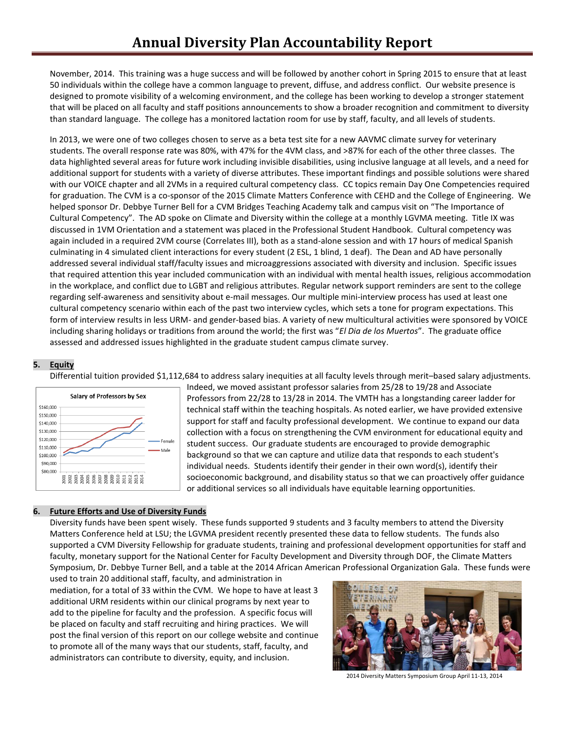November, 2014. This training was a huge success and will be followed by another cohort in Spring 2015 to ensure that at least 50 individuals within the college have a common language to prevent, diffuse, and address conflict. Our website presence is designed to promote visibility of a welcoming environment, and the college has been working to develop a stronger statement that will be placed on all faculty and staff positions announcements to show a broader recognition and commitment to diversity than standard language. The college has a monitored lactation room for use by staff, faculty, and all levels of students.

In 2013, we were one of two colleges chosen to serve as a beta test site for a new AAVMC climate survey for veterinary students. The overall response rate was 80%, with 47% for the 4VM class, and >87% for each of the other three classes. The data highlighted several areas for future work including invisible disabilities, using inclusive language at all levels, and a need for additional support for students with a variety of diverse attributes. These important findings and possible solutions were shared with our VOICE chapter and all 2VMs in a required cultural competency class. CC topics remain Day One Competencies required for graduation. The CVM is a co-sponsor of the 2015 Climate Matters Conference with CEHD and the College of Engineering. We helped sponsor Dr. Debbye Turner Bell for a CVM Bridges Teaching Academy talk and campus visit on "The Importance of Cultural Competency". The AD spoke on Climate and Diversity within the college at a monthly LGVMA meeting. Title IX was discussed in 1VM Orientation and a statement was placed in the Professional Student Handbook. Cultural competency was again included in a required 2VM course (Correlates III), both as a stand-alone session and with 17 hours of medical Spanish culminating in 4 simulated client interactions for every student (2 ESL, 1 blind, 1 deaf). The Dean and AD have personally addressed several individual staff/faculty issues and microaggressions associated with diversity and inclusion. Specific issues that required attention this year included communication with an individual with mental health issues, religious accommodation in the workplace, and conflict due to LGBT and religious attributes. Regular network support reminders are sent to the college regarding self-awareness and sensitivity about e-mail messages. Our multiple mini-interview process has used at least one cultural competency scenario within each of the past two interview cycles, which sets a tone for program expectations. This form of interview results in less URM- and gender-based bias. A variety of new multicultural activities were sponsored by VOICE including sharing holidays or traditions from around the world; the first was "*El Dia de los Muertos*". The graduate office assessed and addressed issues highlighted in the graduate student campus climate survey.

## 5. Equity

Differential tuition provided $1,112,684 to address salary inequities at all faculty levels through merit–based salary adjustments. Indeed, we moved assistant professor salaries from 25/28 to 19/28 and Associate Professors from 22/28 to 13/28 in 2014. The VMTH has a longstanding career ladder for technical staff within the teaching hospitals. As noted earlier, we have provided extensive support for staff and faculty professional development. We continue to expand our data collection with a focus on strengthening the CVM environment for educational equity and student success. Our graduate students are encouraged to provide demographic background so that we can capture and utilize data that responds to each student's individual needs. Students identify their gender in their own word(s), identify their socioeconomic background, and disability status so that we can proactively offer guidance or additional services so all individuals have equitable learning opportunities.

Salary of Professors by Sex

$160,000
$150,000
$140,000
$130,000
$120,000
$110,000
$100,000
$90,000
$80,000

2001 2002 2003 2004 2005 2006 2007 2008 2009 2010 2011 2012 2013 2014

Female
Male

## 6. Future Efforts and Use of Diversity Funds

Diversity funds have been spent wisely. These funds supported 9 students and 3 faculty members to attend the Diversity Matters Conference held at LSU; the LGVMA president recently presented these data to fellow students. The funds also supported a CVM Diversity Fellowship for graduate students, training and professional development opportunities for staff and faculty, monetary support for the National Center for Faculty Development and Diversity through DOF, the Climate Matters Symposium, Dr. Debbye Turner Bell, and a table at the 2014 African American Professional Organization Gala. These funds were used to train 20 additional staff, faculty, and administration in mediation, for a total of 33 within the CVM. We hope to have at least 3 additional URM residents within our clinical programs by next year to add to the pipeline for faculty and the profession. A specific focus will be placed on faculty and staff recruiting and hiring practices. We will post the final version of this report on our college website and continue to promote all of the many ways that our students, staff, faculty, and administrators can contribute to diversity, equity, and inclusion.

2014 Diversity Matters Symposium Group April 11-13, 2014